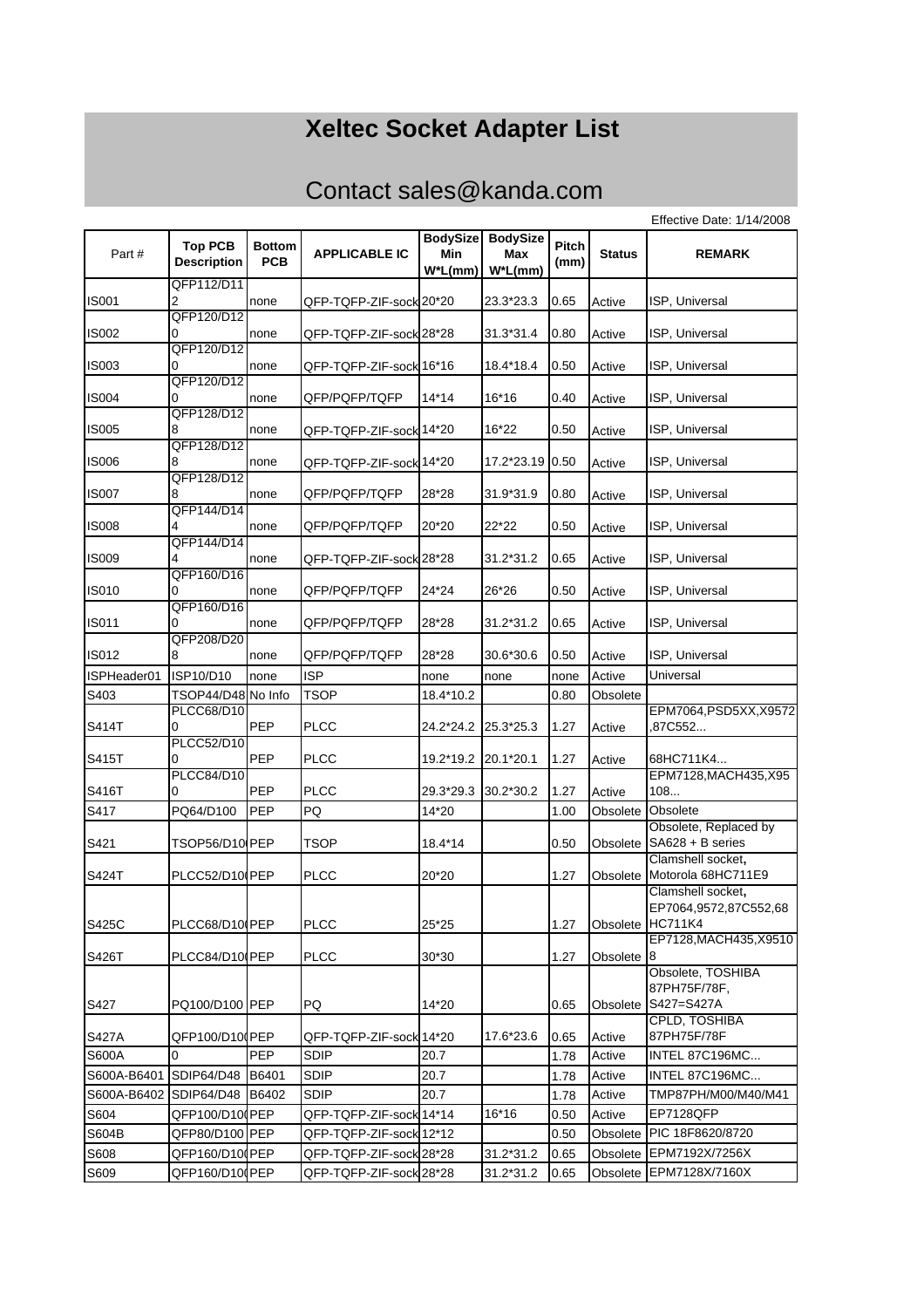# Xeltec Socket Adapter List

## Contact sales@kanda.com

Effective Date: 1/14/2008

| Part # | Top PCB Description | Bottom PCB | APPLICABLE IC | BodySize Min W*L(mm) | BodySize Max W*L(mm) | Pitch (mm) | Status | REMARK |
|---|---|---|---|---|---|---|---|---|
| IS001 | QFP112/D112 | none | QFP-TQFP-ZIF-sock | 20*20 | 23.3*23.3 | 0.65 | Active | ISP, Universal |
| IS002 | QFP120/D120 | none | QFP-TQFP-ZIF-sock | 28*28 | 31.3*31.4 | 0.80 | Active | ISP, Universal |
| IS003 | QFP120/D120 | none | QFP-TQFP-ZIF-sock | 16*16 | 18.4*18.4 | 0.50 | Active | ISP, Universal |
| IS004 | QFP120/D120 | none | QFP/PQFP/TQFP | 14*14 | 16*16 | 0.40 | Active | ISP, Universal |
| IS005 | QFP128/D128 | none | QFP-TQFP-ZIF-sock | 14*20 | 16*22 | 0.50 | Active | ISP, Universal |
| IS006 | QFP128/D128 | none | QFP-TQFP-ZIF-sock | 14*20 | 17.2*23.19 | 0.50 | Active | ISP, Universal |
| IS007 | QFP128/D128 | none | QFP/PQFP/TQFP | 28*28 | 31.9*31.9 | 0.80 | Active | ISP, Universal |
| IS008 | QFP144/D144 | none | QFP/PQFP/TQFP | 20*20 | 22*22 | 0.50 | Active | ISP, Universal |
| IS009 | QFP144/D144 | none | QFP-TQFP-ZIF-sock | 28*28 | 31.2*31.2 | 0.65 | Active | ISP, Universal |
| IS010 | QFP160/D160 | none | QFP/PQFP/TQFP | 24*24 | 26*26 | 0.50 | Active | ISP, Universal |
| IS011 | QFP160/D160 | none | QFP/PQFP/TQFP | 28*28 | 31.2*31.2 | 0.65 | Active | ISP, Universal |
| IS012 | QFP208/D208 | none | QFP/PQFP/TQFP | 28*28 | 30.6*30.6 | 0.50 | Active | ISP, Universal |
| ISPHeader01 | ISP10/D10 | none | ISP | none | none | none | Active | Universal |
| S403 | TSOP44/D48 | No Info | TSOP | 18.4*10.2 | | 0.80 | Obsolete | |
| S414T | PLCC68/D100 | PEP | PLCC | 24.2*24.2 | 25.3*25.3 | 1.27 | Active | EPM7064,PSD5XX,X9572,87C552... |
| S415T | PLCC52/D100 | PEP | PLCC | 19.2*19.2 | 20.1*20.1 | 1.27 | Active | 68HC711K4... |
| S416T | PLCC84/D100 | PEP | PLCC | 29.3*29.3 | 30.2*30.2 | 1.27 | Active | EPM7128,MACH435,X95108... |
| S417 | PQ64/D100 | PEP | PQ | 14*20 | | 1.00 | Obsolete | Obsolete |
| S421 | TSOP56/D10 | PEP | TSOP | 18.4*14 | | 0.50 | Obsolete | Obsolete, Replaced by SA628 + B series |
| S424T | PLCC52/D10 | PEP | PLCC | 20*20 | | 1.27 | Obsolete | Clamshell socket, Motorola 68HC711E9 |
| S425C | PLCC68/D10 | PEP | PLCC | 25*25 | | 1.27 | Obsolete | Clamshell socket, EP7064,9572,87C552,68HC711K4 |
| S426T | PLCC84/D10 | PEP | PLCC | 30*30 | | 1.27 | Obsolete | EP7128,MACH435,X95108 |
| S427 | PQ100/D100 | PEP | PQ | 14*20 | | 0.65 | Obsolete | Obsolete, TOSHIBA 87PH75F/78F, S427=S427A |
| S427A | QFP100/D10 | PEP | QFP-TQFP-ZIF-sock | 14*20 | 17.6*23.6 | 0.65 | Active | CPLD, TOSHIBA 87PH75F/78F |
| S600A | 0 | PEP | SDIP | 20.7 | | 1.78 | Active | INTEL 87C196MC... |
| S600A-B6401 | SDIP64/D48 | B6401 | SDIP | 20.7 | | 1.78 | Active | INTEL 87C196MC... |
| S600A-B6402 | SDIP64/D48 | B6402 | SDIP | 20.7 | | 1.78 | Active | TMP87PH/M00/M40/M41 |
| S604 | QFP100/D10 | PEP | QFP-TQFP-ZIF-sock | 14*14 | 16*16 | 0.50 | Active | EP7128QFP |
| S604B | QFP80/D100 | PEP | QFP-TQFP-ZIF-sock | 12*12 | | 0.50 | Obsolete | PIC 18F8620/8720 |
| S608 | QFP160/D10 | PEP | QFP-TQFP-ZIF-sock | 28*28 | 31.2*31.2 | 0.65 | Obsolete | EPM7192X/7256X |
| S609 | QFP160/D10 | PEP | QFP-TQFP-ZIF-sock | 28*28 | 31.2*31.2 | 0.65 | Obsolete | EPM7128X/7160X |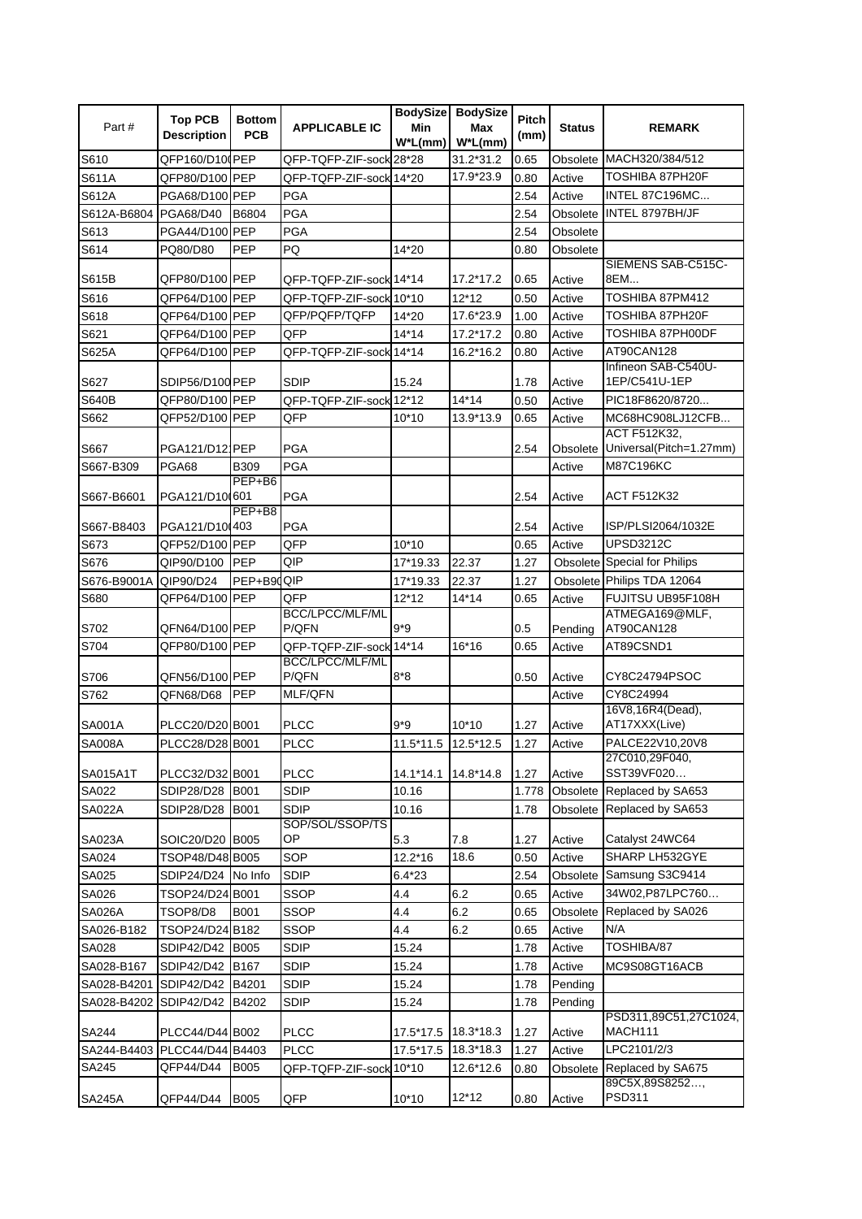| Part # | Top PCB Description | Bottom PCB | APPLICABLE IC | BodySize Min W*L(mm) | BodySize Max W*L(mm) | Pitch (mm) | Status | REMARK |
|---|---|---|---|---|---|---|---|---|
| S610 | QFP160/D100 | PEP | QFP-TQFP-ZIF-sock | 28*28 | 31.2*31.2 | 0.65 | Obsolete | MACH320/384/512 |
| S611A | QFP80/D100 | PEP | QFP-TQFP-ZIF-sock | 14*20 | 17.9*23.9 | 0.80 | Active | TOSHIBA 87PH20F |
| S612A | PGA68/D100 | PEP | PGA | | | 2.54 | Active | INTEL 87C196MC... |
| S612A-B6804 | PGA68/D40 | B6804 | PGA | | | 2.54 | Obsolete | INTEL 8797BH/JF |
| S613 | PGA44/D100 | PEP | PGA | | | 2.54 | Obsolete | |
| S614 | PQ80/D80 | PEP | PQ | 14*20 | | 0.80 | Obsolete | |
| S615B | QFP80/D100 | PEP | QFP-TQFP-ZIF-sock | 14*14 | 17.2*17.2 | 0.65 | Active | SIEMENS SAB-C515C-8EM... |
| S616 | QFP64/D100 | PEP | QFP-TQFP-ZIF-sock | 10*10 | 12*12 | 0.50 | Active | TOSHIBA 87PM412 |
| S618 | QFP64/D100 | PEP | QFP/PQFP/TQFP | 14*20 | 17.6*23.9 | 1.00 | Active | TOSHIBA 87PH20F |
| S621 | QFP64/D100 | PEP | QFP | 14*14 | 17.2*17.2 | 0.80 | Active | TOSHIBA 87PH00DF |
| S625A | QFP64/D100 | PEP | QFP-TQFP-ZIF-sock | 14*14 | 16.2*16.2 | 0.80 | Active | AT90CAN128 |
| S627 | SDIP56/D100 | PEP | SDIP | 15.24 | | 1.78 | Active | Infineon SAB-C540U-1EP/C541U-1EP |
| S640B | QFP80/D100 | PEP | QFP-TQFP-ZIF-sock | 12*12 | 14*14 | 0.50 | Active | PIC18F8620/8720... |
| S662 | QFP52/D100 | PEP | QFP | 10*10 | 13.9*13.9 | 0.65 | Active | MC68HC908LJ12CFB... |
| S667 | PGA121/D12 | PEP | PGA | | | 2.54 | Obsolete | ACT F512K32, Universal(Pitch=1.27mm) |
| S667-B309 | PGA68 | B309 | PGA | | | | Active | M87C196KC |
| S667-B6601 | PGA121/D10 | PEP+B6601 | PGA | | | 2.54 | Active | ACT F512K32 |
| S667-B8403 | PGA121/D10 | PEP+B8403 | PGA | | | 2.54 | Active | ISP/PLSI2064/1032E |
| S673 | QFP52/D100 | PEP | QFP | 10*10 | | 0.65 | Active | UPSD3212C |
| S676 | QIP90/D100 | PEP | QIP | 17*19.33 | 22.37 | 1.27 | Obsolete | Special for Philips |
| S676-B9001A | QIP90/D24 | PEP+B90 | QIP | 17*19.33 | 22.37 | 1.27 | Obsolete | Philips TDA 12064 |
| S680 | QFP64/D100 | PEP | QFP | 12*12 | 14*14 | 0.65 | Active | FUJITSU UB95F108H |
| S702 | QFN64/D100 | PEP | BCC/LPCC/MLF/MLP/QFN | 9*9 | | 0.5 | Pending | ATMEGA169@MLF, AT90CAN128 |
| S704 | QFP80/D100 | PEP | QFP-TQFP-ZIF-sock | 14*14 | 16*16 | 0.65 | Active | AT89CSND1 |
| S706 | QFN56/D100 | PEP | BCC/LPCC/MLF/MLP/QFN | 8*8 | | 0.50 | Active | CY8C24794PSOC |
| S762 | QFN68/D68 | PEP | MLF/QFN | | | | Active | CY8C24994 |
| SA001A | PLCC20/D20 | B001 | PLCC | 9*9 | 10*10 | 1.27 | Active | 16V8,16R4(Dead), AT17XXX(Live) |
| SA008A | PLCC28/D28 | B001 | PLCC | 11.5*11.5 | 12.5*12.5 | 1.27 | Active | PALCE22V10,20V8 |
| SA015A1T | PLCC32/D32 | B001 | PLCC | 14.1*14.1 | 14.8*14.8 | 1.27 | Active | 27C010,29F040, SST39VF020… |
| SA022 | SDIP28/D28 | B001 | SDIP | 10.16 | | 1.778 | Obsolete | Replaced by SA653 |
| SA022A | SDIP28/D28 | B001 | SDIP | 10.16 | | 1.78 | Obsolete | Replaced by SA653 |
| SA023A | SOIC20/D20 | B005 | SOP/SOL/SSOP/TSOP | 5.3 | 7.8 | 1.27 | Active | Catalyst 24WC64 |
| SA024 | TSOP48/D48 | B005 | SOP | 12.2*16 | 18.6 | 0.50 | Active | SHARP LH532GYE |
| SA025 | SDIP24/D24 | No Info | SDIP | 6.4*23 | | 2.54 | Obsolete | Samsung S3C9414 |
| SA026 | TSOP24/D24 | B001 | SSOP | 4.4 | 6.2 | 0.65 | Active | 34W02,P87LPC760… |
| SA026A | TSOP8/D8 | B001 | SSOP | 4.4 | 6.2 | 0.65 | Obsolete | Replaced by SA026 |
| SA026-B182 | TSOP24/D24 | B182 | SSOP | 4.4 | 6.2 | 0.65 | Active | N/A |
| SA028 | SDIP42/D42 | B005 | SDIP | 15.24 | | 1.78 | Active | TOSHIBA/87 |
| SA028-B167 | SDIP42/D42 | B167 | SDIP | 15.24 | | 1.78 | Active | MC9S08GT16ACB |
| SA028-B4201 | SDIP42/D42 | B4201 | SDIP | 15.24 | | 1.78 | Pending | |
| SA028-B4202 | SDIP42/D42 | B4202 | SDIP | 15.24 | | 1.78 | Pending | |
| SA244 | PLCC44/D44 | B002 | PLCC | 17.5*17.5 | 18.3*18.3 | 1.27 | Active | PSD311,89C51,27C1024, MACH111 |
| SA244-B4403 | PLCC44/D44 | B4403 | PLCC | 17.5*17.5 | 18.3*18.3 | 1.27 | Active | LPC2101/2/3 |
| SA245 | QFP44/D44 | B005 | QFP-TQFP-ZIF-sock | 10*10 | 12.6*12.6 | 0.80 | Obsolete | Replaced by SA675 |
| SA245A | QFP44/D44 | B005 | QFP | 10*10 | 12*12 | 0.80 | Active | 89C5X,89S8252…, PSD311 |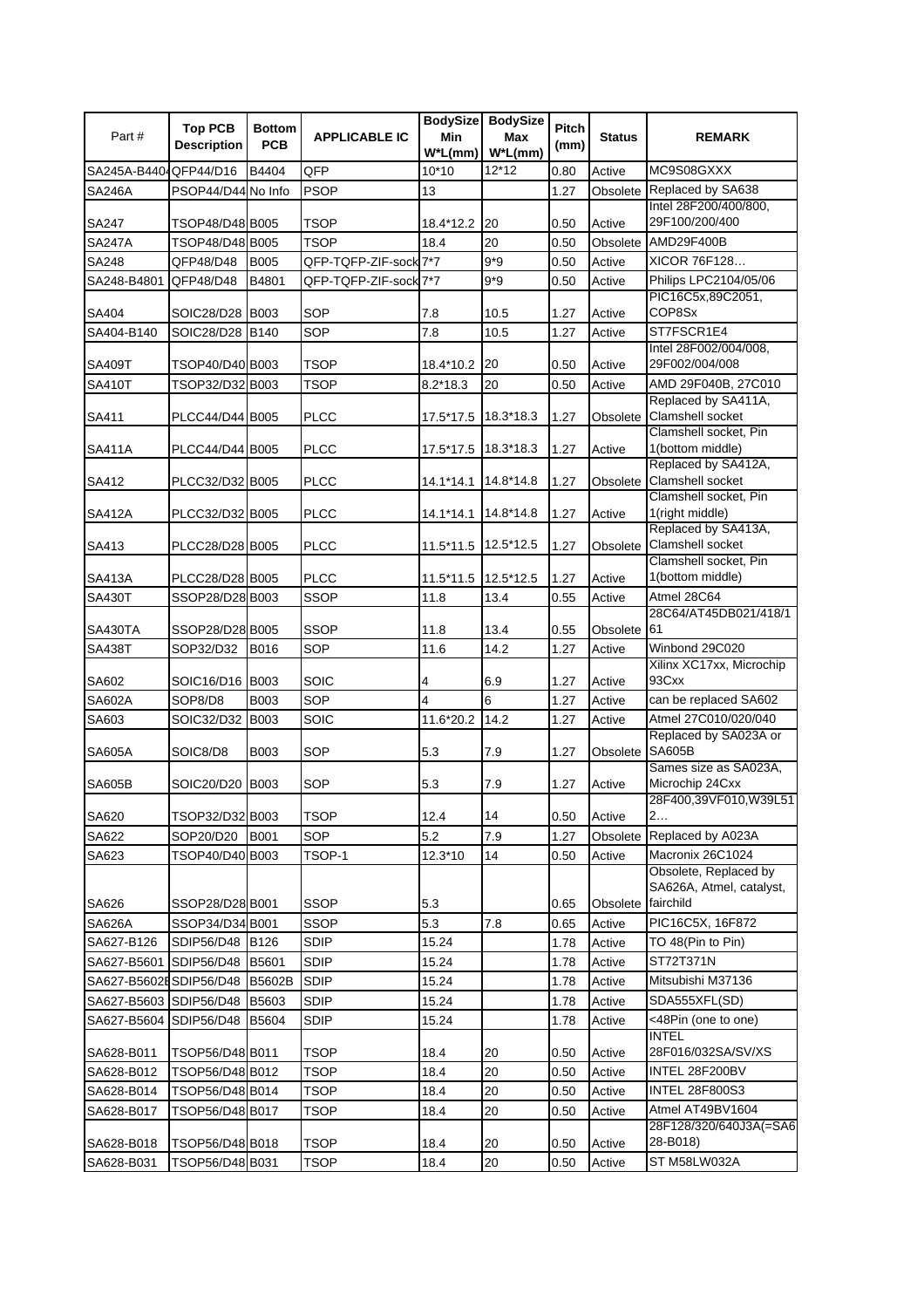| Part # | Top PCB Description | Bottom PCB | APPLICABLE IC | BodySize Min W*L(mm) | BodySize Max W*L(mm) | Pitch (mm) | Status | REMARK |
|---|---|---|---|---|---|---|---|---|
| SA245A-B4404 | QFP44/D16 | B4404 | QFP | 10*10 | 12*12 | 0.80 | Active | MC9S08GXXX |
| SA246A | PSOP44/D44 | No Info | PSOP | 13 | | 1.27 | Obsolete | Replaced by SA638 |
| SA247 | TSOP48/D48 | B005 | TSOP | 18.4*12.2 | 20 | 0.50 | Active | Intel 28F200/400/800, 29F100/200/400 |
| SA247A | TSOP48/D48 | B005 | TSOP | 18.4 | 20 | 0.50 | Obsolete | AMD29F400B |
| SA248 | QFP48/D48 | B005 | QFP-TQFP-ZIF-sock | 7*7 | 9*9 | 0.50 | Active | XICOR 76F128… |
| SA248-B4801 | QFP48/D48 | B4801 | QFP-TQFP-ZIF-sock | 7*7 | 9*9 | 0.50 | Active | Philips LPC2104/05/06 |
| SA404 | SOIC28/D28 | B003 | SOP | 7.8 | 10.5 | 1.27 | Active | PIC16C5x,89C2051, COP8Sx |
| SA404-B140 | SOIC28/D28 | B140 | SOP | 7.8 | 10.5 | 1.27 | Active | ST7FSCR1E4 |
| SA409T | TSOP40/D40 | B003 | TSOP | 18.4*10.2 | 20 | 0.50 | Active | Intel 28F002/004/008, 29F002/004/008 |
| SA410T | TSOP32/D32 | B003 | TSOP | 8.2*18.3 | 20 | 0.50 | Active | AMD 29F040B, 27C010 |
| SA411 | PLCC44/D44 | B005 | PLCC | 17.5*17.5 | 18.3*18.3 | 1.27 | Obsolete | Replaced by SA411A, Clamshell socket |
| SA411A | PLCC44/D44 | B005 | PLCC | 17.5*17.5 | 18.3*18.3 | 1.27 | Active | Clamshell socket, Pin 1(bottom middle) |
| SA412 | PLCC32/D32 | B005 | PLCC | 14.1*14.1 | 14.8*14.8 | 1.27 | Obsolete | Replaced by SA412A, Clamshell socket |
| SA412A | PLCC32/D32 | B005 | PLCC | 14.1*14.1 | 14.8*14.8 | 1.27 | Active | Clamshell socket, Pin 1(right middle) |
| SA413 | PLCC28/D28 | B005 | PLCC | 11.5*11.5 | 12.5*12.5 | 1.27 | Obsolete | Replaced by SA413A, Clamshell socket |
| SA413A | PLCC28/D28 | B005 | PLCC | 11.5*11.5 | 12.5*12.5 | 1.27 | Active | Clamshell socket, Pin 1(bottom middle) |
| SA430T | SSOP28/D28 | B003 | SSOP | 11.8 | 13.4 | 0.55 | Active | Atmel 28C64 |
| SA430TA | SSOP28/D28 | B005 | SSOP | 11.8 | 13.4 | 0.55 | Obsolete | 28C64/AT45DB021/418/161 |
| SA438T | SOP32/D32 | B016 | SOP | 11.6 | 14.2 | 1.27 | Active | Winbond 29C020 |
| SA602 | SOIC16/D16 | B003 | SOIC | 4 | 6.9 | 1.27 | Active | Xilinx XC17xx, Microchip 93Cxx |
| SA602A | SOP8/D8 | B003 | SOP | 4 | 6 | 1.27 | Active | can be replaced SA602 |
| SA603 | SOIC32/D32 | B003 | SOIC | 11.6*20.2 | 14.2 | 1.27 | Active | Atmel 27C010/020/040 |
| SA605A | SOIC8/D8 | B003 | SOP | 5.3 | 7.9 | 1.27 | Obsolete | Replaced by SA023A or SA605B |
| SA605B | SOIC20/D20 | B003 | SOP | 5.3 | 7.9 | 1.27 | Active | Sames size as SA023A, Microchip 24Cxx |
| SA620 | TSOP32/D32 | B003 | TSOP | 12.4 | 14 | 0.50 | Active | 28F400,39VF010,W39L512… |
| SA622 | SOP20/D20 | B001 | SOP | 5.2 | 7.9 | 1.27 | Obsolete | Replaced by A023A |
| SA623 | TSOP40/D40 | B003 | TSOP-1 | 12.3*10 | 14 | 0.50 | Active | Macronix 26C1024 |
| SA626 | SSOP28/D28 | B001 | SSOP | 5.3 | | 0.65 | Obsolete | Obsolete, Replaced by SA626A, Atmel, catalyst, fairchild |
| SA626A | SSOP34/D34 | B001 | SSOP | 5.3 | 7.8 | 0.65 | Active | PIC16C5X, 16F872 |
| SA627-B126 | SDIP56/D48 | B126 | SDIP | 15.24 | | 1.78 | Active | TO 48(Pin to Pin) |
| SA627-B5601 | SDIP56/D48 | B5601 | SDIP | 15.24 | | 1.78 | Active | ST72T371N |
| SA627-B5602B | SDIP56/D48 | B5602B | SDIP | 15.24 | | 1.78 | Active | Mitsubishi M37136 |
| SA627-B5603 | SDIP56/D48 | B5603 | SDIP | 15.24 | | 1.78 | Active | SDA555XFL(SD) |
| SA627-B5604 | SDIP56/D48 | B5604 | SDIP | 15.24 | | 1.78 | Active | <48Pin (one to one) |
| SA628-B011 | TSOP56/D48 | B011 | TSOP | 18.4 | 20 | 0.50 | Active | INTEL 28F016/032SA/SV/XS |
| SA628-B012 | TSOP56/D48 | B012 | TSOP | 18.4 | 20 | 0.50 | Active | INTEL 28F200BV |
| SA628-B014 | TSOP56/D48 | B014 | TSOP | 18.4 | 20 | 0.50 | Active | INTEL 28F800S3 |
| SA628-B017 | TSOP56/D48 | B017 | TSOP | 18.4 | 20 | 0.50 | Active | Atmel AT49BV1604 |
| SA628-B018 | TSOP56/D48 | B018 | TSOP | 18.4 | 20 | 0.50 | Active | 28F128/320/640J3A(=SA628-B018) |
| SA628-B031 | TSOP56/D48 | B031 | TSOP | 18.4 | 20 | 0.50 | Active | ST M58LW032A |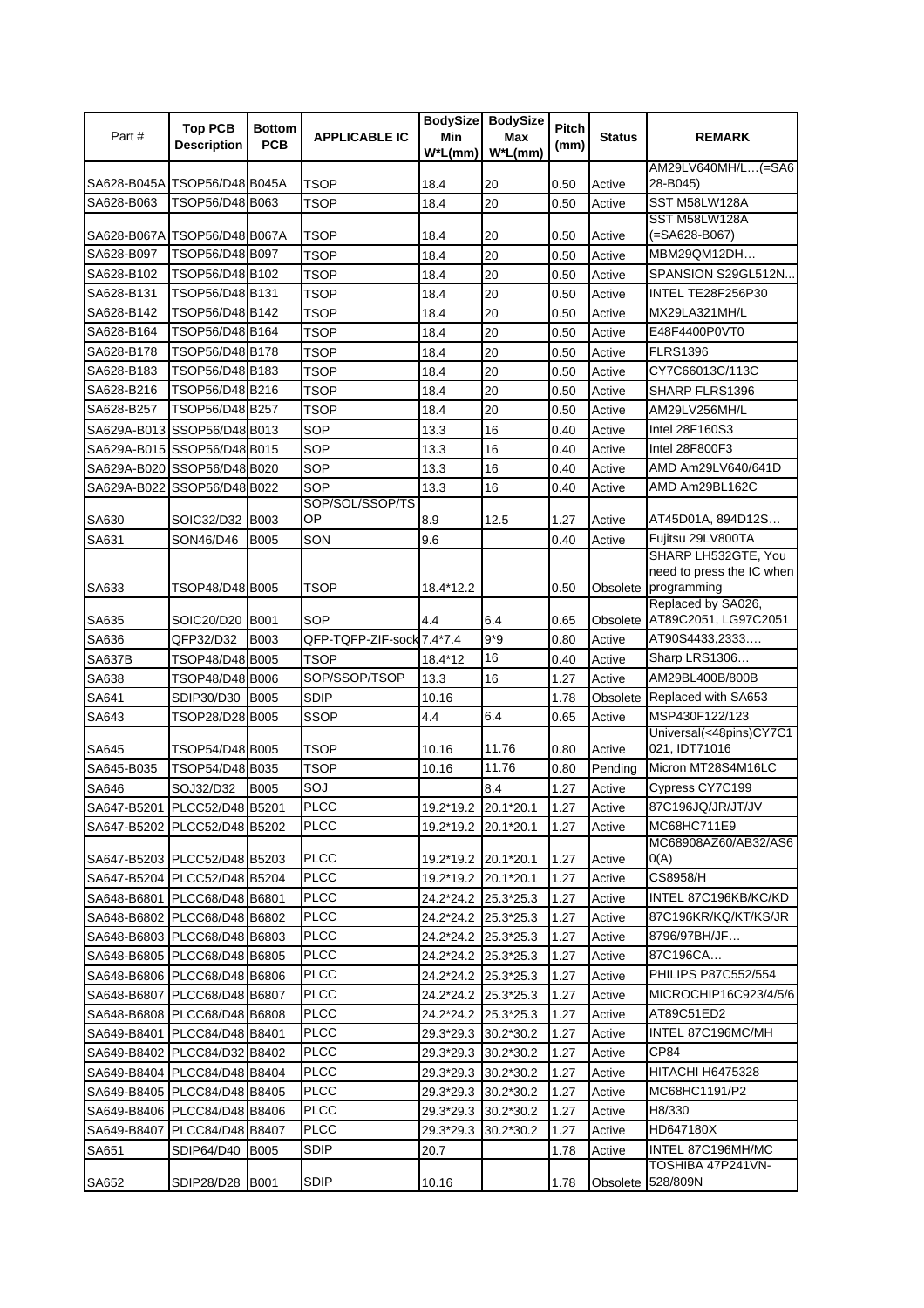| Part # | Top PCB Description | Bottom PCB | APPLICABLE IC | BodySize Min W*L(mm) | BodySize Max W*L(mm) | Pitch (mm) | Status | REMARK |
|---|---|---|---|---|---|---|---|---|
| SA628-B045A | TSOP56/D48 | B045A | TSOP | 18.4 | 20 | 0.50 | Active | AM29LV640MH/L…(=SA628-B045) |
| SA628-B063 | TSOP56/D48 | B063 | TSOP | 18.4 | 20 | 0.50 | Active | SST M58LW128A |
| SA628-B067A | TSOP56/D48 | B067A | TSOP | 18.4 | 20 | 0.50 | Active | SST M58LW128A (=SA628-B067) |
| SA628-B097 | TSOP56/D48 | B097 | TSOP | 18.4 | 20 | 0.50 | Active | MBM29QM12DH… |
| SA628-B102 | TSOP56/D48 | B102 | TSOP | 18.4 | 20 | 0.50 | Active | SPANSION S29GL512N... |
| SA628-B131 | TSOP56/D48 | B131 | TSOP | 18.4 | 20 | 0.50 | Active | INTEL TE28F256P30 |
| SA628-B142 | TSOP56/D48 | B142 | TSOP | 18.4 | 20 | 0.50 | Active | MX29LA321MH/L |
| SA628-B164 | TSOP56/D48 | B164 | TSOP | 18.4 | 20 | 0.50 | Active | E48F4400P0VT0 |
| SA628-B178 | TSOP56/D48 | B178 | TSOP | 18.4 | 20 | 0.50 | Active | FLRS1396 |
| SA628-B183 | TSOP56/D48 | B183 | TSOP | 18.4 | 20 | 0.50 | Active | CY7C66013C/113C |
| SA628-B216 | TSOP56/D48 | B216 | TSOP | 18.4 | 20 | 0.50 | Active | SHARP FLRS1396 |
| SA628-B257 | TSOP56/D48 | B257 | TSOP | 18.4 | 20 | 0.50 | Active | AM29LV256MH/L |
| SA629A-B013 | SSOP56/D48 | B013 | SOP | 13.3 | 16 | 0.40 | Active | Intel 28F160S3 |
| SA629A-B015 | SSOP56/D48 | B015 | SOP | 13.3 | 16 | 0.40 | Active | Intel 28F800F3 |
| SA629A-B020 | SSOP56/D48 | B020 | SOP | 13.3 | 16 | 0.40 | Active | AMD Am29LV640/641D |
| SA629A-B022 | SSOP56/D48 | B022 | SOP | 13.3 | 16 | 0.40 | Active | AMD Am29BL162C |
| SA630 | SOIC32/D32 | B003 | SOP/SOL/SSOP/TSOP | 8.9 | 12.5 | 1.27 | Active | AT45D01A, 894D12S… |
| SA631 | SON46/D46 | B005 | SON | 9.6 | | 0.40 | Active | Fujitsu 29LV800TA |
| SA633 | TSOP48/D48 | B005 | TSOP | 18.4*12.2 | | 0.50 | Obsolete | SHARP LH532GTE, You need to press the IC when programming |
| SA635 | SOIC20/D20 | B001 | SOP | 4.4 | 6.4 | 0.65 | Obsolete | Replaced by SA026, AT89C2051, LG97C2051 |
| SA636 | QFP32/D32 | B003 | QFP-TQFP-ZIF-sock | 7.4*7.4 | 9*9 | 0.80 | Active | AT90S4433,2333…. |
| SA637B | TSOP48/D48 | B005 | TSOP | 18.4*12 | 16 | 0.40 | Active | Sharp LRS1306… |
| SA638 | TSOP48/D48 | B006 | SOP/SSOP/TSOP | 13.3 | 16 | 1.27 | Active | AM29BL400B/800B |
| SA641 | SDIP30/D30 | B005 | SDIP | 10.16 | | 1.78 | Obsolete | Replaced with SA653 |
| SA643 | TSOP28/D28 | B005 | SSOP | 4.4 | 6.4 | 0.65 | Active | MSP430F122/123 |
| SA645 | TSOP54/D48 | B005 | TSOP | 10.16 | 11.76 | 0.80 | Active | Universal(<48pins)CY7C1021, IDT71016 |
| SA645-B035 | TSOP54/D48 | B035 | TSOP | 10.16 | 11.76 | 0.80 | Pending | Micron MT28S4M16LC |
| SA646 | SOJ32/D32 | B005 | SOJ | | 8.4 | 1.27 | Active | Cypress CY7C199 |
| SA647-B5201 | PLCC52/D48 | B5201 | PLCC | 19.2*19.2 | 20.1*20.1 | 1.27 | Active | 87C196JQ/JR/JT/JV |
| SA647-B5202 | PLCC52/D48 | B5202 | PLCC | 19.2*19.2 | 20.1*20.1 | 1.27 | Active | MC68HC711E9 |
| SA647-B5203 | PLCC52/D48 | B5203 | PLCC | 19.2*19.2 | 20.1*20.1 | 1.27 | Active | MC68908AZ60/AB32/AS60(A) |
| SA647-B5204 | PLCC52/D48 | B5204 | PLCC | 19.2*19.2 | 20.1*20.1 | 1.27 | Active | CS8958/H |
| SA648-B6801 | PLCC68/D48 | B6801 | PLCC | 24.2*24.2 | 25.3*25.3 | 1.27 | Active | INTEL 87C196KB/KC/KD |
| SA648-B6802 | PLCC68/D48 | B6802 | PLCC | 24.2*24.2 | 25.3*25.3 | 1.27 | Active | 87C196KR/KQ/KT/KS/JR |
| SA648-B6803 | PLCC68/D48 | B6803 | PLCC | 24.2*24.2 | 25.3*25.3 | 1.27 | Active | 8796/97BH/JF… |
| SA648-B6805 | PLCC68/D48 | B6805 | PLCC | 24.2*24.2 | 25.3*25.3 | 1.27 | Active | 87C196CA… |
| SA648-B6806 | PLCC68/D48 | B6806 | PLCC | 24.2*24.2 | 25.3*25.3 | 1.27 | Active | PHILIPS P87C552/554 |
| SA648-B6807 | PLCC68/D48 | B6807 | PLCC | 24.2*24.2 | 25.3*25.3 | 1.27 | Active | MICROCHIP16C923/4/5/6 |
| SA648-B6808 | PLCC68/D48 | B6808 | PLCC | 24.2*24.2 | 25.3*25.3 | 1.27 | Active | AT89C51ED2 |
| SA649-B8401 | PLCC84/D48 | B8401 | PLCC | 29.3*29.3 | 30.2*30.2 | 1.27 | Active | INTEL 87C196MC/MH |
| SA649-B8402 | PLCC84/D32 | B8402 | PLCC | 29.3*29.3 | 30.2*30.2 | 1.27 | Active | CP84 |
| SA649-B8404 | PLCC84/D48 | B8404 | PLCC | 29.3*29.3 | 30.2*30.2 | 1.27 | Active | HITACHI H6475328 |
| SA649-B8405 | PLCC84/D48 | B8405 | PLCC | 29.3*29.3 | 30.2*30.2 | 1.27 | Active | MC68HC1191/P2 |
| SA649-B8406 | PLCC84/D48 | B8406 | PLCC | 29.3*29.3 | 30.2*30.2 | 1.27 | Active | H8/330 |
| SA649-B8407 | PLCC84/D48 | B8407 | PLCC | 29.3*29.3 | 30.2*30.2 | 1.27 | Active | HD647180X |
| SA651 | SDIP64/D40 | B005 | SDIP | 20.7 | | 1.78 | Active | INTEL 87C196MH/MC |
| SA652 | SDIP28/D28 | B001 | SDIP | 10.16 | | 1.78 | Obsolete | TOSHIBA 47P241VN-528/809N |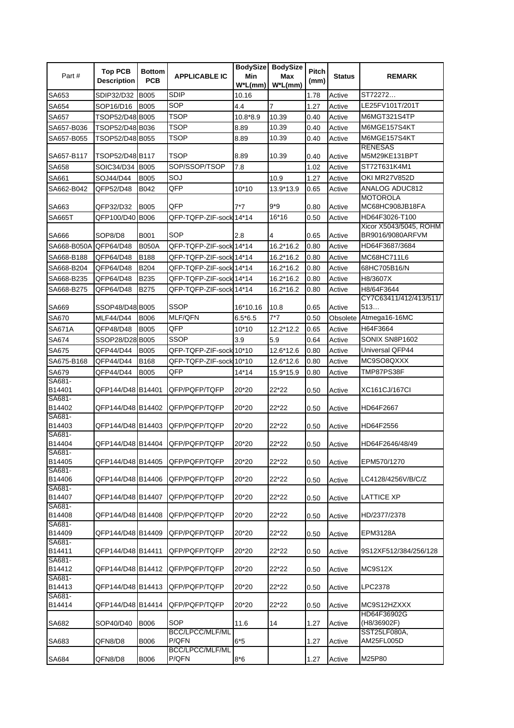| Part # | Top PCB Description | Bottom PCB | APPLICABLE IC | BodySize Min W*L(mm) | BodySize Max W*L(mm) | Pitch (mm) | Status | REMARK |
|---|---|---|---|---|---|---|---|---|
| SA653 | SDIP32/D32 | B005 | SDIP | 10.16 | | 1.78 | Active | ST72272… |
| SA654 | SOP16/D16 | B005 | SOP | 4.4 | 7 | 1.27 | Active | LE25FV101T/201T |
| SA657 | TSOP52/D48 | B005 | TSOP | 10.8*8.9 | 10.39 | 0.40 | Active | M6MGT321S4TP |
| SA657-B036 | TSOP52/D48 | B036 | TSOP | 8.89 | 10.39 | 0.40 | Active | M6MGE157S4KT |
| SA657-B055 | TSOP52/D48 | B055 | TSOP | 8.89 | 10.39 | 0.40 | Active | M6MGE157S4KT |
| SA657-B117 | TSOP52/D48 | B117 | TSOP | 8.89 | 10.39 | 0.40 | Active | RENESAS M5M29KE131BPT |
| SA658 | SOIC34/D34 | B005 | SOP/SSOP/TSOP | 7.8 | | 1.02 | Active | ST72T631K4M1 |
| SA661 | SOJ44/D44 | B005 | SOJ | | 10.9 | 1.27 | Active | OKI MR27V852D |
| SA662-B042 | QFP52/D48 | B042 | QFP | 10*10 | 13.9*13.9 | 0.65 | Active | ANALOG ADUC812 |
| SA663 | QFP32/D32 | B005 | QFP | 7*7 | 9*9 | 0.80 | Active | MOTOROLA MC68HC908JB18FA |
| SA665T | QFP100/D40 | B006 | QFP-TQFP-ZIF-sock | 14*14 | 16*16 | 0.50 | Active | HD64F3026-T100 |
| SA666 | SOP8/D8 | B001 | SOP | 2.8 | 4 | 0.65 | Active | Xicor X5043/5045, ROHM BR9016/9080ARFVM |
| SA668-B050A | QFP64/D48 | B050A | QFP-TQFP-ZIF-sock | 14*14 | 16.2*16.2 | 0.80 | Active | HD64F3687/3684 |
| SA668-B188 | QFP64/D48 | B188 | QFP-TQFP-ZIF-sock | 14*14 | 16.2*16.2 | 0.80 | Active | MC68HC711L6 |
| SA668-B204 | QFP64/D48 | B204 | QFP-TQFP-ZIF-sock | 14*14 | 16.2*16.2 | 0.80 | Active | 68HC705B16/N |
| SA668-B235 | QFP64/D48 | B235 | QFP-TQFP-ZIF-sock | 14*14 | 16.2*16.2 | 0.80 | Active | H8/3607X |
| SA668-B275 | QFP64/D48 | B275 | QFP-TQFP-ZIF-sock | 14*14 | 16.2*16.2 | 0.80 | Active | H8/64F3644 |
| SA669 | SSOP48/D48 | B005 | SSOP | 16*10.16 | 10.8 | 0.65 | Active | CY7C63411/412/413/511/513… |
| SA670 | MLF44/D44 | B006 | MLF/QFN | 6.5*6.5 | 7*7 | 0.50 | Obsolete | Atmega16-16MC |
| SA671A | QFP48/D48 | B005 | QFP | 10*10 | 12.2*12.2 | 0.65 | Active | H64F3664 |
| SA674 | SSOP28/D28 | B005 | SSOP | 3.9 | 5.9 | 0.64 | Active | SONIX SN8P1602 |
| SA675 | QFP44/D44 | B005 | QFP-TQFP-ZIF-sock | 10*10 | 12.6*12.6 | 0.80 | Active | Universal QFP44 |
| SA675-B168 | QFP44/D44 | B168 | QFP-TQFP-ZIF-sock | 10*10 | 12.6*12.6 | 0.80 | Active | MC9SO8QXXX |
| SA679 | QFP44/D44 | B005 | QFP | 14*14 | 15.9*15.9 | 0.80 | Active | TMP87PS38F |
| SA681-B14401 | QFP144/D48 | B14401 | QFP/PQFP/TQFP | 20*20 | 22*22 | 0.50 | Active | XC161CJ/167CI |
| SA681-B14402 | QFP144/D48 | B14402 | QFP/PQFP/TQFP | 20*20 | 22*22 | 0.50 | Active | HD64F2667 |
| SA681-B14403 | QFP144/D48 | B14403 | QFP/PQFP/TQFP | 20*20 | 22*22 | 0.50 | Active | HD64F2556 |
| SA681-B14404 | QFP144/D48 | B14404 | QFP/PQFP/TQFP | 20*20 | 22*22 | 0.50 | Active | HD64F2646/48/49 |
| SA681-B14405 | QFP144/D48 | B14405 | QFP/PQFP/TQFP | 20*20 | 22*22 | 0.50 | Active | EPM570/1270 |
| SA681-B14406 | QFP144/D48 | B14406 | QFP/PQFP/TQFP | 20*20 | 22*22 | 0.50 | Active | LC4128/4256V/B/C/Z |
| SA681-B14407 | QFP144/D48 | B14407 | QFP/PQFP/TQFP | 20*20 | 22*22 | 0.50 | Active | LATTICE XP |
| SA681-B14408 | QFP144/D48 | B14408 | QFP/PQFP/TQFP | 20*20 | 22*22 | 0.50 | Active | HD/2377/2378 |
| SA681-B14409 | QFP144/D48 | B14409 | QFP/PQFP/TQFP | 20*20 | 22*22 | 0.50 | Active | EPM3128A |
| SA681-B14411 | QFP144/D48 | B14411 | QFP/PQFP/TQFP | 20*20 | 22*22 | 0.50 | Active | 9S12XF512/384/256/128 |
| SA681-B14412 | QFP144/D48 | B14412 | QFP/PQFP/TQFP | 20*20 | 22*22 | 0.50 | Active | MC9S12X |
| SA681-B14413 | QFP144/D48 | B14413 | QFP/PQFP/TQFP | 20*20 | 22*22 | 0.50 | Active | LPC2378 |
| SA681-B14414 | QFP144/D48 | B14414 | QFP/PQFP/TQFP | 20*20 | 22*22 | 0.50 | Active | MC9S12HZXXX |
| SA682 | SOP40/D40 | B006 | SOP | 11.6 | 14 | 1.27 | Active | HD64F36902G (H8/36902F) |
| SA683 | QFN8/D8 | B006 | BCC/LPCC/MLF/MLP/QFN | 6*5 | | 1.27 | Active | SST25LF080A, AM25FL005D |
| SA684 | QFN8/D8 | B006 | BCC/LPCC/MLF/MLP/QFN | 8*6 | | 1.27 | Active | M25P80 |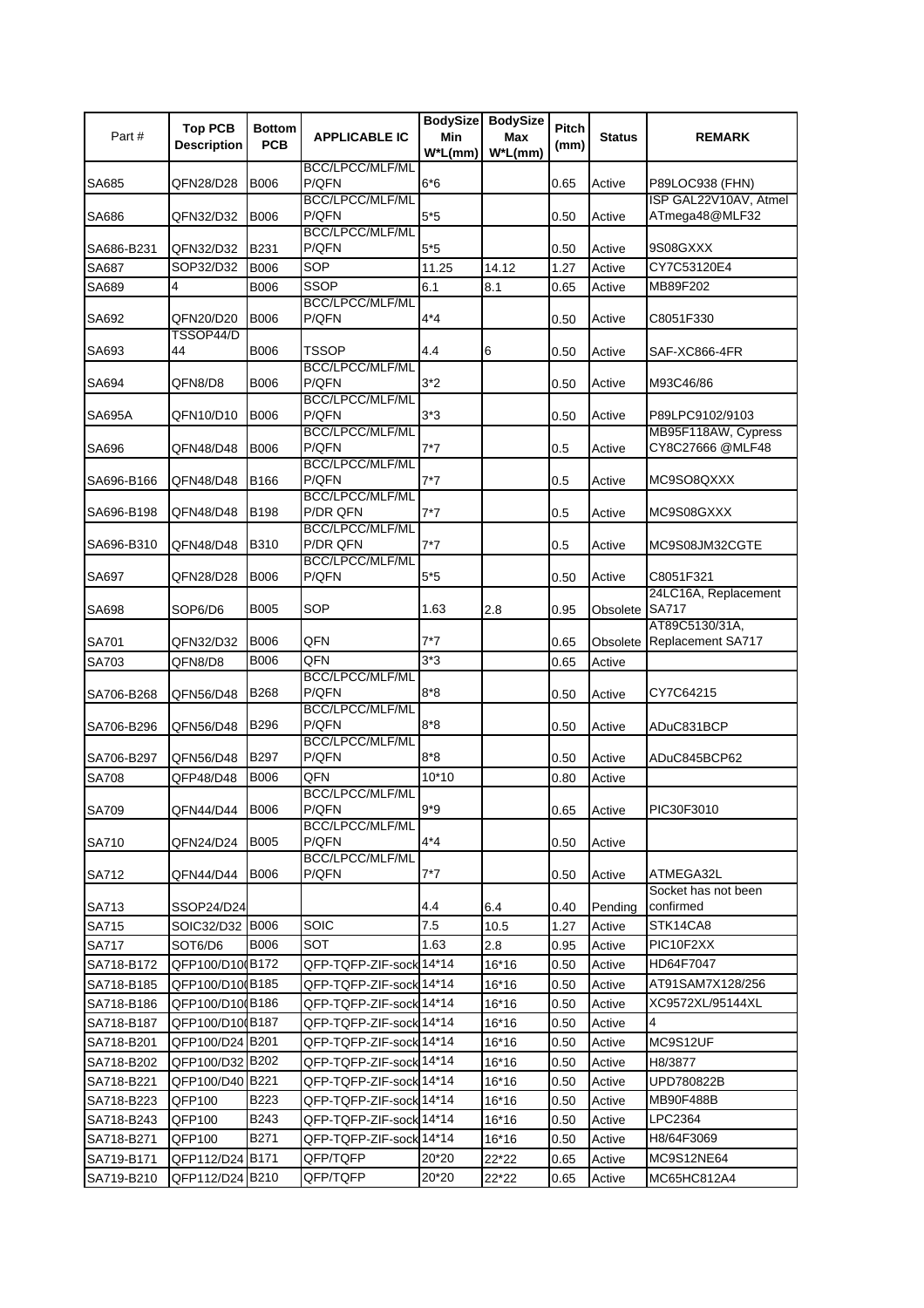| Part # | Top PCB Description | Bottom PCB | APPLICABLE IC | BodySize Min W*L(mm) | BodySize Max W*L(mm) | Pitch (mm) | Status | REMARK |
|---|---|---|---|---|---|---|---|---|
| SA685 | QFN28/D28 | B006 | BCC/LPCC/MLF/MLP/QFN | 6*6 | | 0.65 | Active | P89LOC938 (FHN) |
| SA686 | QFN32/D32 | B006 | BCC/LPCC/MLF/MLP/QFN | 5*5 | | 0.50 | Active | ISP GAL22V10AV, Atmel ATmega48@MLF32 |
| SA686-B231 | QFN32/D32 | B231 | BCC/LPCC/MLF/MLP/QFN | 5*5 | | 0.50 | Active | 9S08GXXX |
| SA687 | SOP32/D32 | B006 | SOP | 11.25 | 14.12 | 1.27 | Active | CY7C53120E4 |
| SA689 | 4 | B006 | SSOP | 6.1 | 8.1 | 0.65 | Active | MB89F202 |
| SA692 | QFN20/D20 | B006 | BCC/LPCC/MLF/MLP/QFN | 4*4 | | 0.50 | Active | C8051F330 |
| SA693 | TSSOP44/D44 | B006 | TSSOP | 4.4 | 6 | 0.50 | Active | SAF-XC866-4FR |
| SA694 | QFN8/D8 | B006 | BCC/LPCC/MLF/MLP/QFN | 3*2 | | 0.50 | Active | M93C46/86 |
| SA695A | QFN10/D10 | B006 | BCC/LPCC/MLF/MLP/QFN | 3*3 | | 0.50 | Active | P89LPC9102/9103 |
| SA696 | QFN48/D48 | B006 | BCC/LPCC/MLF/MLP/QFN | 7*7 | | 0.5 | Active | MB95F118AW, Cypress CY8C27666 @MLF48 |
| SA696-B166 | QFN48/D48 | B166 | BCC/LPCC/MLF/MLP/QFN | 7*7 | | 0.5 | Active | MC9SO8QXXX |
| SA696-B198 | QFN48/D48 | B198 | BCC/LPCC/MLF/MLP/DR QFN | 7*7 | | 0.5 | Active | MC9S08GXXX |
| SA696-B310 | QFN48/D48 | B310 | BCC/LPCC/MLF/MLP/DR QFN | 7*7 | | 0.5 | Active | MC9S08JM32CGTE |
| SA697 | QFN28/D28 | B006 | BCC/LPCC/MLF/MLP/QFN | 5*5 | | 0.50 | Active | C8051F321 |
| SA698 | SOP6/D6 | B005 | SOP | 1.63 | 2.8 | 0.95 | Obsolete | 24LC16A, Replacement SA717 |
| SA701 | QFN32/D32 | B006 | QFN | 7*7 | | 0.65 | Obsolete | AT89C5130/31A, Replacement SA717 |
| SA703 | QFN8/D8 | B006 | QFN | 3*3 | | 0.65 | Active | |
| SA706-B268 | QFN56/D48 | B268 | BCC/LPCC/MLF/MLP/QFN | 8*8 | | 0.50 | Active | CY7C64215 |
| SA706-B296 | QFN56/D48 | B296 | BCC/LPCC/MLF/MLP/QFN | 8*8 | | 0.50 | Active | ADuC831BCP |
| SA706-B297 | QFN56/D48 | B297 | BCC/LPCC/MLF/MLP/QFN | 8*8 | | 0.50 | Active | ADuC845BCP62 |
| SA708 | QFP48/D48 | B006 | QFN | 10*10 | | 0.80 | Active | |
| SA709 | QFN44/D44 | B006 | BCC/LPCC/MLF/MLP/QFN | 9*9 | | 0.65 | Active | PIC30F3010 |
| SA710 | QFN24/D24 | B005 | BCC/LPCC/MLF/MLP/QFN | 4*4 | | 0.50 | Active | |
| SA712 | QFN44/D44 | B006 | BCC/LPCC/MLF/MLP/QFN | 7*7 | | 0.50 | Active | ATMEGA32L |
| SA713 | SSOP24/D24 | | | 4.4 | 6.4 | 0.40 | Pending | Socket has not been confirmed |
| SA715 | SOIC32/D32 | B006 | SOIC | 7.5 | 10.5 | 1.27 | Active | STK14CA8 |
| SA717 | SOT6/D6 | B006 | SOT | 1.63 | 2.8 | 0.95 | Active | PIC10F2XX |
| SA718-B172 | QFP100/D100 | B172 | QFP-TQFP-ZIF-sock | 14*14 | 16*16 | 0.50 | Active | HD64F7047 |
| SA718-B185 | QFP100/D100 | B185 | QFP-TQFP-ZIF-sock | 14*14 | 16*16 | 0.50 | Active | AT91SAM7X128/256 |
| SA718-B186 | QFP100/D100 | B186 | QFP-TQFP-ZIF-sock | 14*14 | 16*16 | 0.50 | Active | XC9572XL/95144XL |
| SA718-B187 | QFP100/D100 | B187 | QFP-TQFP-ZIF-sock | 14*14 | 16*16 | 0.50 | Active | 4 |
| SA718-B201 | QFP100/D24 | B201 | QFP-TQFP-ZIF-sock | 14*14 | 16*16 | 0.50 | Active | MC9S12UF |
| SA718-B202 | QFP100/D32 | B202 | QFP-TQFP-ZIF-sock | 14*14 | 16*16 | 0.50 | Active | H8/3877 |
| SA718-B221 | QFP100/D40 | B221 | QFP-TQFP-ZIF-sock | 14*14 | 16*16 | 0.50 | Active | UPD780822B |
| SA718-B223 | QFP100 | B223 | QFP-TQFP-ZIF-sock | 14*14 | 16*16 | 0.50 | Active | MB90F488B |
| SA718-B243 | QFP100 | B243 | QFP-TQFP-ZIF-sock | 14*14 | 16*16 | 0.50 | Active | LPC2364 |
| SA718-B271 | QFP100 | B271 | QFP-TQFP-ZIF-sock | 14*14 | 16*16 | 0.50 | Active | H8/64F3069 |
| SA719-B171 | QFP112/D24 | B171 | QFP/TQFP | 20*20 | 22*22 | 0.65 | Active | MC9S12NE64 |
| SA719-B210 | QFP112/D24 | B210 | QFP/TQFP | 20*20 | 22*22 | 0.65 | Active | MC65HC812A4 |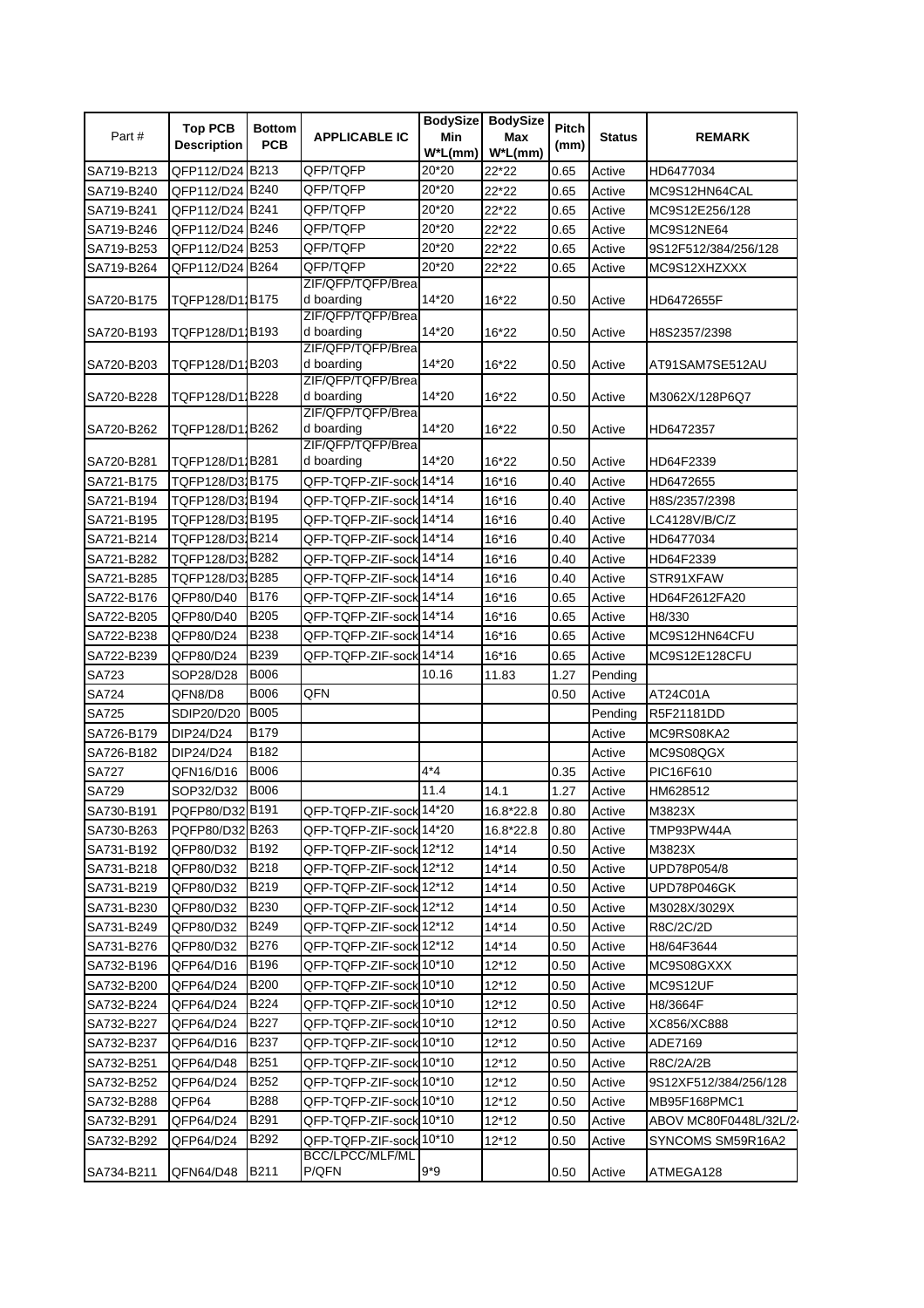| Part # | Top PCB Description | Bottom PCB | APPLICABLE IC | BodySize Min W*L(mm) | BodySize Max W*L(mm) | Pitch (mm) | Status | REMARK |
|---|---|---|---|---|---|---|---|---|
| SA719-B213 | QFP112/D24 | B213 | QFP/TQFP | 20*20 | 22*22 | 0.65 | Active | HD6477034 |
| SA719-B240 | QFP112/D24 | B240 | QFP/TQFP | 20*20 | 22*22 | 0.65 | Active | MC9S12HN64CAL |
| SA719-B241 | QFP112/D24 | B241 | QFP/TQFP | 20*20 | 22*22 | 0.65 | Active | MC9S12E256/128 |
| SA719-B246 | QFP112/D24 | B246 | QFP/TQFP | 20*20 | 22*22 | 0.65 | Active | MC9S12NE64 |
| SA719-B253 | QFP112/D24 | B253 | QFP/TQFP | 20*20 | 22*22 | 0.65 | Active | 9S12F512/384/256/128 |
| SA719-B264 | QFP112/D24 | B264 | QFP/TQFP | 20*20 | 22*22 | 0.65 | Active | MC9S12XHZXXX |
| SA720-B175 | TQFP128/D1 | B175 | ZIF/QFP/TQFP/Breadboarding | 14*20 | 16*22 | 0.50 | Active | HD6472655F |
| SA720-B193 | TQFP128/D1 | B193 | ZIF/QFP/TQFP/Breadboarding | 14*20 | 16*22 | 0.50 | Active | H8S2357/2398 |
| SA720-B203 | TQFP128/D1 | B203 | ZIF/QFP/TQFP/Breadboarding | 14*20 | 16*22 | 0.50 | Active | AT91SAM7SE512AU |
| SA720-B228 | TQFP128/D1 | B228 | ZIF/QFP/TQFP/Breadboarding | 14*20 | 16*22 | 0.50 | Active | M3062X/128P6Q7 |
| SA720-B262 | TQFP128/D1 | B262 | ZIF/QFP/TQFP/Breadboarding | 14*20 | 16*22 | 0.50 | Active | HD6472357 |
| SA720-B281 | TQFP128/D1 | B281 | ZIF/QFP/TQFP/Breadboarding | 14*20 | 16*22 | 0.50 | Active | HD64F2339 |
| SA721-B175 | TQFP128/D3 | B175 | QFP-TQFP-ZIF-sock | 14*14 | 16*16 | 0.40 | Active | HD6472655 |
| SA721-B194 | TQFP128/D3 | B194 | QFP-TQFP-ZIF-sock | 14*14 | 16*16 | 0.40 | Active | H8S/2357/2398 |
| SA721-B195 | TQFP128/D3 | B195 | QFP-TQFP-ZIF-sock | 14*14 | 16*16 | 0.40 | Active | LC4128V/B/C/Z |
| SA721-B214 | TQFP128/D3 | B214 | QFP-TQFP-ZIF-sock | 14*14 | 16*16 | 0.40 | Active | HD6477034 |
| SA721-B282 | TQFP128/D3 | B282 | QFP-TQFP-ZIF-sock | 14*14 | 16*16 | 0.40 | Active | HD64F2339 |
| SA721-B285 | TQFP128/D3 | B285 | QFP-TQFP-ZIF-sock | 14*14 | 16*16 | 0.40 | Active | STR91XFAW |
| SA722-B176 | QFP80/D40 | B176 | QFP-TQFP-ZIF-sock | 14*14 | 16*16 | 0.65 | Active | HD64F2612FA20 |
| SA722-B205 | QFP80/D40 | B205 | QFP-TQFP-ZIF-sock | 14*14 | 16*16 | 0.65 | Active | H8/330 |
| SA722-B238 | QFP80/D24 | B238 | QFP-TQFP-ZIF-sock | 14*14 | 16*16 | 0.65 | Active | MC9S12HN64CFU |
| SA722-B239 | QFP80/D24 | B239 | QFP-TQFP-ZIF-sock | 14*14 | 16*16 | 0.65 | Active | MC9S12E128CFU |
| SA723 | SOP28/D28 | B006 | | 10.16 | 11.83 | 1.27 | Pending | |
| SA724 | QFN8/D8 | B006 | QFN | | | 0.50 | Active | AT24C01A |
| SA725 | SDIP20/D20 | B005 | | | | | Pending | R5F21181DD |
| SA726-B179 | DIP24/D24 | B179 | | | | | Active | MC9RS08KA2 |
| SA726-B182 | DIP24/D24 | B182 | | | | | Active | MC9S08QGX |
| SA727 | QFN16/D16 | B006 | | 4*4 | | 0.35 | Active | PIC16F610 |
| SA729 | SOP32/D32 | B006 | | 11.4 | 14.1 | 1.27 | Active | HM628512 |
| SA730-B191 | PQFP80/D32 | B191 | QFP-TQFP-ZIF-sock | 14*20 | 16.8*22.8 | 0.80 | Active | M3823X |
| SA730-B263 | PQFP80/D32 | B263 | QFP-TQFP-ZIF-sock | 14*20 | 16.8*22.8 | 0.80 | Active | TMP93PW44A |
| SA731-B192 | QFP80/D32 | B192 | QFP-TQFP-ZIF-sock | 12*12 | 14*14 | 0.50 | Active | M3823X |
| SA731-B218 | QFP80/D32 | B218 | QFP-TQFP-ZIF-sock | 12*12 | 14*14 | 0.50 | Active | UPD78P054/8 |
| SA731-B219 | QFP80/D32 | B219 | QFP-TQFP-ZIF-sock | 12*12 | 14*14 | 0.50 | Active | UPD78P046GK |
| SA731-B230 | QFP80/D32 | B230 | QFP-TQFP-ZIF-sock | 12*12 | 14*14 | 0.50 | Active | M3028X/3029X |
| SA731-B249 | QFP80/D32 | B249 | QFP-TQFP-ZIF-sock | 12*12 | 14*14 | 0.50 | Active | R8C/2C/2D |
| SA731-B276 | QFP80/D32 | B276 | QFP-TQFP-ZIF-sock | 12*12 | 14*14 | 0.50 | Active | H8/64F3644 |
| SA732-B196 | QFP64/D16 | B196 | QFP-TQFP-ZIF-sock | 10*10 | 12*12 | 0.50 | Active | MC9S08GXXX |
| SA732-B200 | QFP64/D24 | B200 | QFP-TQFP-ZIF-sock | 10*10 | 12*12 | 0.50 | Active | MC9S12UF |
| SA732-B224 | QFP64/D24 | B224 | QFP-TQFP-ZIF-sock | 10*10 | 12*12 | 0.50 | Active | H8/3664F |
| SA732-B227 | QFP64/D24 | B227 | QFP-TQFP-ZIF-sock | 10*10 | 12*12 | 0.50 | Active | XC856/XC888 |
| SA732-B237 | QFP64/D16 | B237 | QFP-TQFP-ZIF-sock | 10*10 | 12*12 | 0.50 | Active | ADE7169 |
| SA732-B251 | QFP64/D48 | B251 | QFP-TQFP-ZIF-sock | 10*10 | 12*12 | 0.50 | Active | R8C/2A/2B |
| SA732-B252 | QFP64/D24 | B252 | QFP-TQFP-ZIF-sock | 10*10 | 12*12 | 0.50 | Active | 9S12XF512/384/256/128 |
| SA732-B288 | QFP64 | B288 | QFP-TQFP-ZIF-sock | 10*10 | 12*12 | 0.50 | Active | MB95F168PMC1 |
| SA732-B291 | QFP64/D24 | B291 | QFP-TQFP-ZIF-sock | 10*10 | 12*12 | 0.50 | Active | ABOV MC80F0448L/32L/2 |
| SA732-B292 | QFP64/D24 | B292 | QFP-TQFP-ZIF-sock | 10*10 | 12*12 | 0.50 | Active | SYNCOMS SM59R16A2 |
| SA734-B211 | QFN64/D48 | B211 | BCC/LPCC/MLF/MLP/QFN | 9*9 | | 0.50 | Active | ATMEGA128 |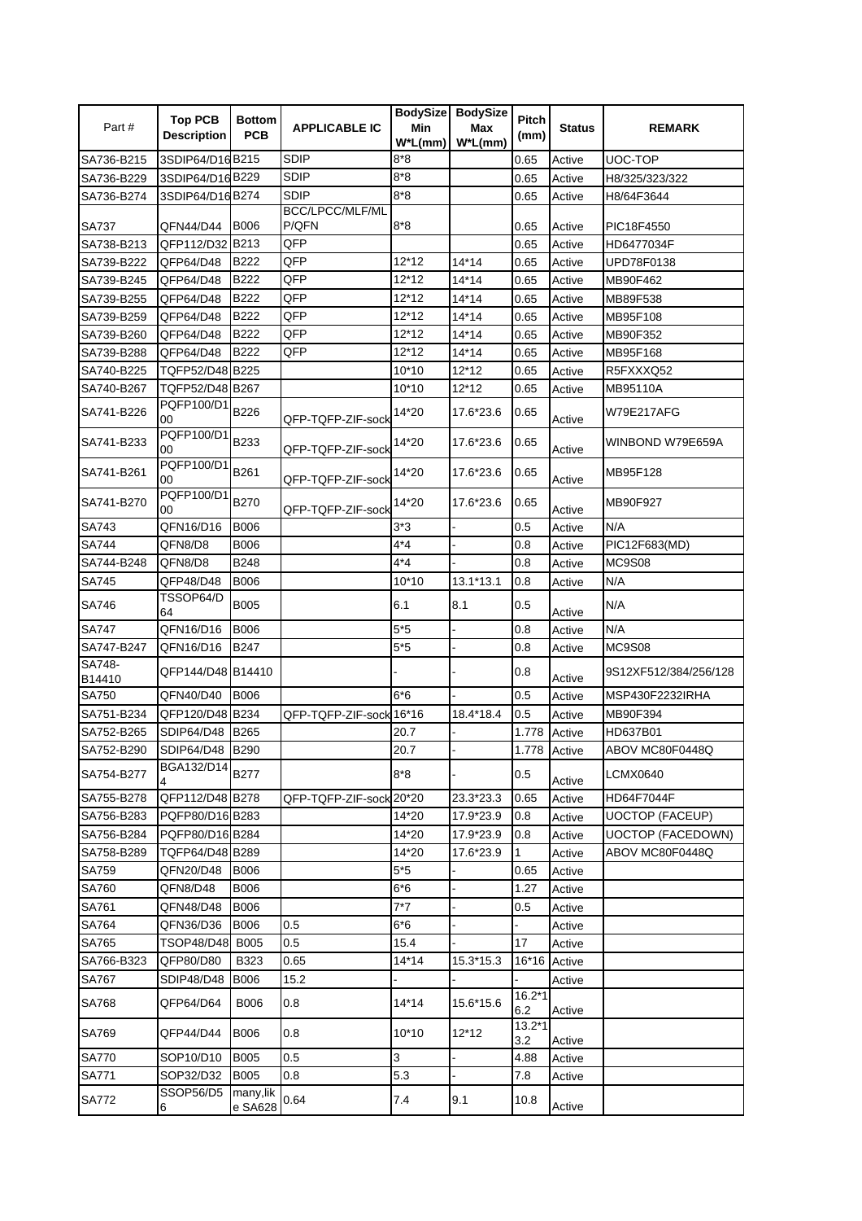| Part # | Top PCB Description | Bottom PCB | APPLICABLE IC | BodySize Min W*L(mm) | BodySize Max W*L(mm) | Pitch (mm) | Status | REMARK |
|---|---|---|---|---|---|---|---|---|
| SA736-B215 | 3SDIP64/D16 | B215 | SDIP | 8*8 | | 0.65 | Active | UOC-TOP |
| SA736-B229 | 3SDIP64/D16 | B229 | SDIP | 8*8 | | 0.65 | Active | H8/325/323/322 |
| SA736-B274 | 3SDIP64/D16 | B274 | SDIP | 8*8 | | 0.65 | Active | H8/64F3644 |
| SA737 | QFN44/D44 | B006 | BCC/LPCC/MLF/MLP/QFN | 8*8 | | 0.65 | Active | PIC18F4550 |
| SA738-B213 | QFP112/D32 | B213 | QFP | | | 0.65 | Active | HD6477034F |
| SA739-B222 | QFP64/D48 | B222 | QFP | 12*12 | 14*14 | 0.65 | Active | UPD78F0138 |
| SA739-B245 | QFP64/D48 | B222 | QFP | 12*12 | 14*14 | 0.65 | Active | MB90F462 |
| SA739-B255 | QFP64/D48 | B222 | QFP | 12*12 | 14*14 | 0.65 | Active | MB89F538 |
| SA739-B259 | QFP64/D48 | B222 | QFP | 12*12 | 14*14 | 0.65 | Active | MB95F108 |
| SA739-B260 | QFP64/D48 | B222 | QFP | 12*12 | 14*14 | 0.65 | Active | MB90F352 |
| SA739-B288 | QFP64/D48 | B222 | QFP | 12*12 | 14*14 | 0.65 | Active | MB95F168 |
| SA740-B225 | TQFP52/D48 | B225 | | 10*10 | 12*12 | 0.65 | Active | R5FXXXQ52 |
| SA740-B267 | TQFP52/D48 | B267 | | 10*10 | 12*12 | 0.65 | Active | MB95110A |
| SA741-B226 | PQFP100/D100 | B226 | QFP-TQFP-ZIF-sock | 14*20 | 17.6*23.6 | 0.65 | Active | W79E217AFG |
| SA741-B233 | PQFP100/D100 | B233 | QFP-TQFP-ZIF-sock | 14*20 | 17.6*23.6 | 0.65 | Active | WINBOND W79E659A |
| SA741-B261 | PQFP100/D100 | B261 | QFP-TQFP-ZIF-sock | 14*20 | 17.6*23.6 | 0.65 | Active | MB95F128 |
| SA741-B270 | PQFP100/D100 | B270 | QFP-TQFP-ZIF-sock | 14*20 | 17.6*23.6 | 0.65 | Active | MB90F927 |
| SA743 | QFN16/D16 | B006 | | 3*3 | - | 0.5 | Active | N/A |
| SA744 | QFN8/D8 | B006 | | 4*4 | - | 0.8 | Active | PIC12F683(MD) |
| SA744-B248 | QFN8/D8 | B248 | | 4*4 | - | 0.8 | Active | MC9S08 |
| SA745 | QFP48/D48 | B006 | | 10*10 | 13.1*13.1 | 0.8 | Active | N/A |
| SA746 | TSSOP64/D64 | B005 | | 6.1 | 8.1 | 0.5 | Active | N/A |
| SA747 | QFN16/D16 | B006 | | 5*5 | - | 0.8 | Active | N/A |
| SA747-B247 | QFN16/D16 | B247 | | 5*5 | - | 0.8 | Active | MC9S08 |
| SA748-B14410 | QFP144/D48 | B14410 | | - | - | 0.8 | Active | 9S12XF512/384/256/128 |
| SA750 | QFN40/D40 | B006 | | 6*6 | - | 0.5 | Active | MSP430F2232IRHA |
| SA751-B234 | QFP120/D48 | B234 | QFP-TQFP-ZIF-sock | 16*16 | 18.4*18.4 | 0.5 | Active | MB90F394 |
| SA752-B265 | SDIP64/D48 | B265 | | 20.7 | - | 1.778 | Active | HD637B01 |
| SA752-B290 | SDIP64/D48 | B290 | | 20.7 | - | 1.778 | Active | ABOV MC80F0448Q |
| SA754-B277 | BGA132/D144 | B277 | | 8*8 | - | 0.5 | Active | LCMX0640 |
| SA755-B278 | QFP112/D48 | B278 | QFP-TQFP-ZIF-sock | 20*20 | 23.3*23.3 | 0.65 | Active | HD64F7044F |
| SA756-B283 | PQFP80/D16 | B283 | | 14*20 | 17.9*23.9 | 0.8 | Active | UOCTOP (FACEUP) |
| SA756-B284 | PQFP80/D16 | B284 | | 14*20 | 17.9*23.9 | 0.8 | Active | UOCTOP (FACEDOWN) |
| SA758-B289 | TQFP64/D48 | B289 | | 14*20 | 17.6*23.9 | 1 | Active | ABOV MC80F0448Q |
| SA759 | QFN20/D48 | B006 | | 5*5 | - | 0.65 | Active | |
| SA760 | QFN8/D48 | B006 | | 6*6 | - | 1.27 | Active | |
| SA761 | QFN48/D48 | B006 | | 7*7 | - | 0.5 | Active | |
| SA764 | QFN36/D36 | B006 | 0.5 | 6*6 | - | - | Active | |
| SA765 | TSOP48/D48 | B005 | 0.5 | 15.4 | - | 17 | Active | |
| SA766-B323 | QFP80/D80 | B323 | 0.65 | 14*14 | 15.3*15.3 | 16*16 | Active | |
| SA767 | SDIP48/D48 | B006 | 15.2 | - | - | - | Active | |
| SA768 | QFP64/D64 | B006 | 0.8 | 14*14 | 15.6*15.6 | 16.2*16.2 | Active | |
| SA769 | QFP44/D44 | B006 | 0.8 | 10*10 | 12*12 | 13.2*13.2 | Active | |
| SA770 | SOP10/D10 | B005 | 0.5 | 3 | - | 4.88 | Active | |
| SA771 | SOP32/D32 | B005 | 0.8 | 5.3 | - | 7.8 | Active | |
| SA772 | SSOP56/D56 | many,like SA628 | 0.64 | 7.4 | 9.1 | 10.8 | Active | |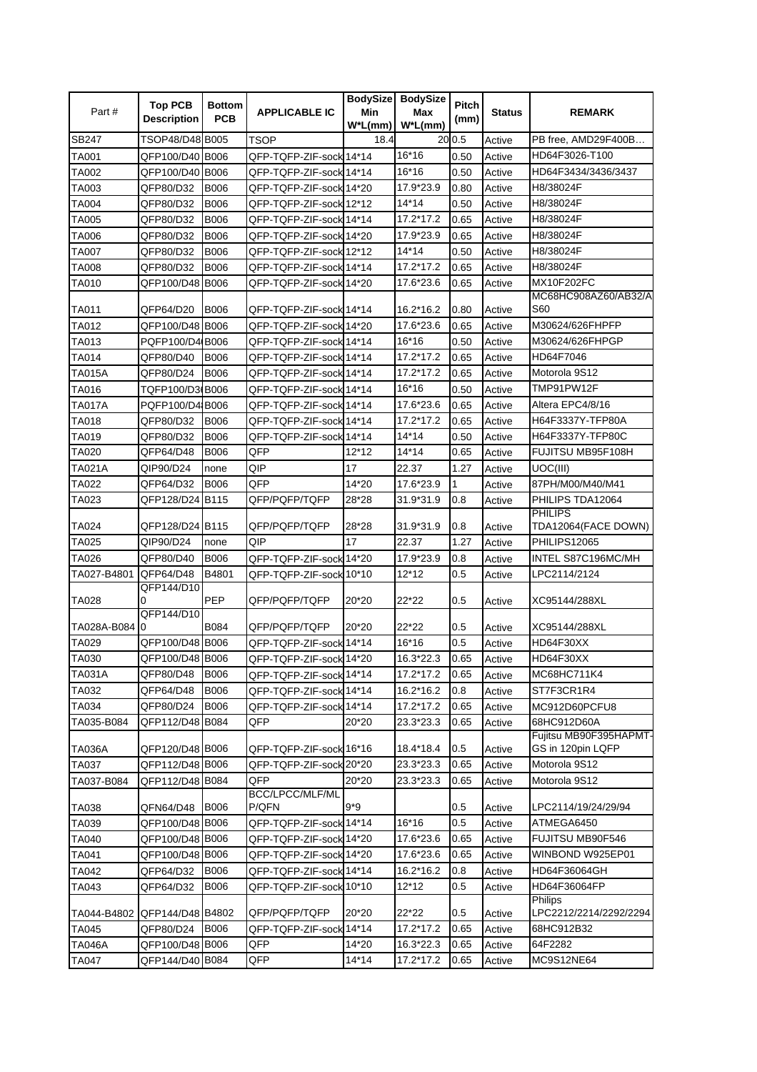| Part # | Top PCB Description | Bottom PCB | APPLICABLE IC | BodySize Min W*L(mm) | BodySize Max W*L(mm) | Pitch (mm) | Status | REMARK |
|---|---|---|---|---|---|---|---|---|
| SB247 | TSOP48/D48 | B005 | TSOP | 18.4 | 20 | 0.5 | Active | PB free, AMD29F400B… |
| TA001 | QFP100/D40 | B006 | QFP-TQFP-ZIF-sock | 14*14 | 16*16 | 0.50 | Active | HD64F3026-T100 |
| TA002 | QFP100/D40 | B006 | QFP-TQFP-ZIF-sock | 14*14 | 16*16 | 0.50 | Active | HD64F3434/3436/3437 |
| TA003 | QFP80/D32 | B006 | QFP-TQFP-ZIF-sock | 14*20 | 17.9*23.9 | 0.80 | Active | H8/38024F |
| TA004 | QFP80/D32 | B006 | QFP-TQFP-ZIF-sock | 12*12 | 14*14 | 0.50 | Active | H8/38024F |
| TA005 | QFP80/D32 | B006 | QFP-TQFP-ZIF-sock | 14*14 | 17.2*17.2 | 0.65 | Active | H8/38024F |
| TA006 | QFP80/D32 | B006 | QFP-TQFP-ZIF-sock | 14*20 | 17.9*23.9 | 0.65 | Active | H8/38024F |
| TA007 | QFP80/D32 | B006 | QFP-TQFP-ZIF-sock | 12*12 | 14*14 | 0.50 | Active | H8/38024F |
| TA008 | QFP80/D32 | B006 | QFP-TQFP-ZIF-sock | 14*14 | 17.2*17.2 | 0.65 | Active | H8/38024F |
| TA010 | QFP100/D48 | B006 | QFP-TQFP-ZIF-sock | 14*20 | 17.6*23.6 | 0.65 | Active | MX10F202FC |
| TA011 | QFP64/D20 | B006 | QFP-TQFP-ZIF-sock | 14*14 | 16.2*16.2 | 0.80 | Active | MC68HC908AZ60/AB32/AS60 |
| TA012 | QFP100/D48 | B006 | QFP-TQFP-ZIF-sock | 14*20 | 17.6*23.6 | 0.65 | Active | M30624/626FHPFP |
| TA013 | PQFP100/D4 | B006 | QFP-TQFP-ZIF-sock | 14*14 | 16*16 | 0.50 | Active | M30624/626FHPGP |
| TA014 | QFP80/D40 | B006 | QFP-TQFP-ZIF-sock | 14*14 | 17.2*17.2 | 0.65 | Active | HD64F7046 |
| TA015A | QFP80/D24 | B006 | QFP-TQFP-ZIF-sock | 14*14 | 17.2*17.2 | 0.65 | Active | Motorola 9S12 |
| TA016 | TQFP100/D3 | B006 | QFP-TQFP-ZIF-sock | 14*14 | 16*16 | 0.50 | Active | TMP91PW12F |
| TA017A | PQFP100/D4 | B006 | QFP-TQFP-ZIF-sock | 14*14 | 17.6*23.6 | 0.65 | Active | Altera EPC4/8/16 |
| TA018 | QFP80/D32 | B006 | QFP-TQFP-ZIF-sock | 14*14 | 17.2*17.2 | 0.65 | Active | H64F3337Y-TFP80A |
| TA019 | QFP80/D32 | B006 | QFP-TQFP-ZIF-sock | 14*14 | 14*14 | 0.50 | Active | H64F3337Y-TFP80C |
| TA020 | QFP64/D48 | B006 | QFP | 12*12 | 14*14 | 0.65 | Active | FUJITSU MB95F108H |
| TA021A | QIP90/D24 | none | QIP | 17 | 22.37 | 1.27 | Active | UOC(III) |
| TA022 | QFP64/D32 | B006 | QFP | 14*20 | 17.6*23.9 | 1 | Active | 87PH/M00/M40/M41 |
| TA023 | QFP128/D24 | B115 | QFP/PQFP/TQFP | 28*28 | 31.9*31.9 | 0.8 | Active | PHILIPS TDA12064 |
| TA024 | QFP128/D24 | B115 | QFP/PQFP/TQFP | 28*28 | 31.9*31.9 | 0.8 | Active | PHILIPS TDA12064(FACE DOWN) |
| TA025 | QIP90/D24 | none | QIP | 17 | 22.37 | 1.27 | Active | PHILIPS12065 |
| TA026 | QFP80/D40 | B006 | QFP-TQFP-ZIF-sock | 14*20 | 17.9*23.9 | 0.8 | Active | INTEL S87C196MC/MH |
| TA027-B4801 | QFP64/D48 | B4801 | QFP-TQFP-ZIF-sock | 10*10 | 12*12 | 0.5 | Active | LPC2114/2124 |
| TA028 | QFP144/D100 | PEP | QFP/PQFP/TQFP | 20*20 | 22*22 | 0.5 | Active | XC95144/288XL |
| TA028A-B084 | QFP144/D100 | B084 | QFP/PQFP/TQFP | 20*20 | 22*22 | 0.5 | Active | XC95144/288XL |
| TA029 | QFP100/D48 | B006 | QFP-TQFP-ZIF-sock | 14*14 | 16*16 | 0.5 | Active | HD64F30XX |
| TA030 | QFP100/D48 | B006 | QFP-TQFP-ZIF-sock | 14*20 | 16.3*22.3 | 0.65 | Active | HD64F30XX |
| TA031A | QFP80/D48 | B006 | QFP-TQFP-ZIF-sock | 14*14 | 17.2*17.2 | 0.65 | Active | MC68HC711K4 |
| TA032 | QFP64/D48 | B006 | QFP-TQFP-ZIF-sock | 14*14 | 16.2*16.2 | 0.8 | Active | ST7F3CR1R4 |
| TA034 | QFP80/D24 | B006 | QFP-TQFP-ZIF-sock | 14*14 | 17.2*17.2 | 0.65 | Active | MC912D60PCFU8 |
| TA035-B084 | QFP112/D48 | B084 | QFP | 20*20 | 23.3*23.3 | 0.65 | Active | 68HC912D60A |
| TA036A | QFP120/D48 | B006 | QFP-TQFP-ZIF-sock | 16*16 | 18.4*18.4 | 0.5 | Active | Fujitsu MB90F395HAPMT-GS in 120pin LQFP |
| TA037 | QFP112/D48 | B006 | QFP-TQFP-ZIF-sock | 20*20 | 23.3*23.3 | 0.65 | Active | Motorola 9S12 |
| TA037-B084 | QFP112/D48 | B084 | QFP | 20*20 | 23.3*23.3 | 0.65 | Active | Motorola 9S12 |
| TA038 | QFN64/D48 | B006 | BCC/LPCC/MLF/MLP/QFN | 9*9 | | 0.5 | Active | LPC2114/19/24/29/94 |
| TA039 | QFP100/D48 | B006 | QFP-TQFP-ZIF-sock | 14*14 | 16*16 | 0.5 | Active | ATMEGA6450 |
| TA040 | QFP100/D48 | B006 | QFP-TQFP-ZIF-sock | 14*20 | 17.6*23.6 | 0.65 | Active | FUJITSU MB90F546 |
| TA041 | QFP100/D48 | B006 | QFP-TQFP-ZIF-sock | 14*20 | 17.6*23.6 | 0.65 | Active | WINBOND W925EP01 |
| TA042 | QFP64/D32 | B006 | QFP-TQFP-ZIF-sock | 14*14 | 16.2*16.2 | 0.8 | Active | HD64F36064GH |
| TA043 | QFP64/D32 | B006 | QFP-TQFP-ZIF-sock | 10*10 | 12*12 | 0.5 | Active | HD64F36064FP |
| TA044-B4802 | QFP144/D48 | B4802 | QFP/PQFP/TQFP | 20*20 | 22*22 | 0.5 | Active | Philips LPC2212/2214/2292/2294 |
| TA045 | QFP80/D24 | B006 | QFP-TQFP-ZIF-sock | 14*14 | 17.2*17.2 | 0.65 | Active | 68HC912B32 |
| TA046A | QFP100/D48 | B006 | QFP | 14*20 | 16.3*22.3 | 0.65 | Active | 64F2282 |
| TA047 | QFP144/D40 | B084 | QFP | 14*14 | 17.2*17.2 | 0.65 | Active | MC9S12NE64 |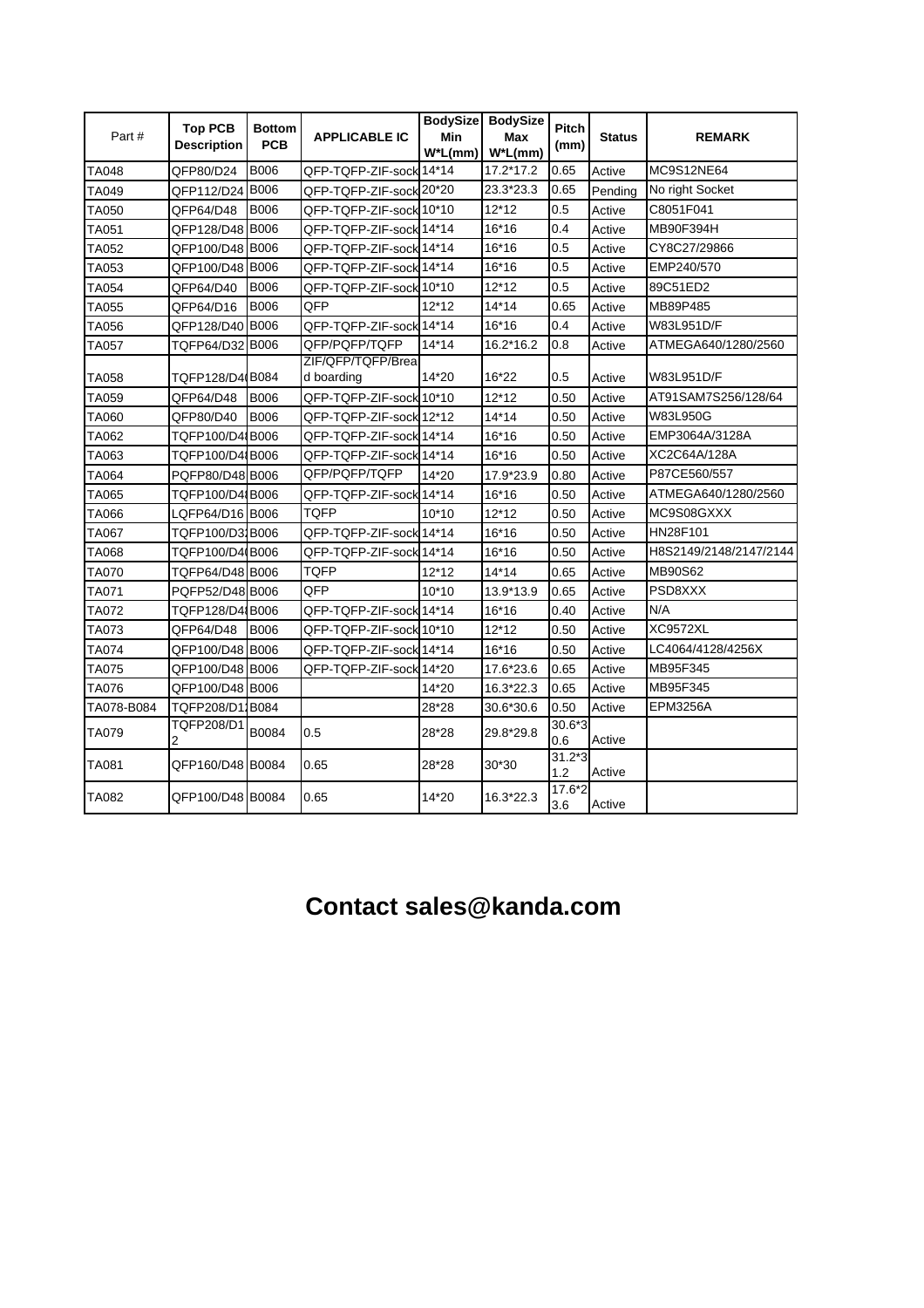| Part # | Top PCB Description | Bottom PCB | APPLICABLE IC | BodySize Min W*L(mm) | BodySize Max W*L(mm) | Pitch (mm) | Status | REMARK |
|---|---|---|---|---|---|---|---|---|
| TA048 | QFP80/D24 | B006 | QFP-TQFP-ZIF-sock | 14*14 | 17.2*17.2 | 0.65 | Active | MC9S12NE64 |
| TA049 | QFP112/D24 | B006 | QFP-TQFP-ZIF-sock | 20*20 | 23.3*23.3 | 0.65 | Pending | No right Socket |
| TA050 | QFP64/D48 | B006 | QFP-TQFP-ZIF-sock | 10*10 | 12*12 | 0.5 | Active | C8051F041 |
| TA051 | QFP128/D48 | B006 | QFP-TQFP-ZIF-sock | 14*14 | 16*16 | 0.4 | Active | MB90F394H |
| TA052 | QFP100/D48 | B006 | QFP-TQFP-ZIF-sock | 14*14 | 16*16 | 0.5 | Active | CY8C27/29866 |
| TA053 | QFP100/D48 | B006 | QFP-TQFP-ZIF-sock | 14*14 | 16*16 | 0.5 | Active | EMP240/570 |
| TA054 | QFP64/D40 | B006 | QFP-TQFP-ZIF-sock | 10*10 | 12*12 | 0.5 | Active | 89C51ED2 |
| TA055 | QFP64/D16 | B006 | QFP | 12*12 | 14*14 | 0.65 | Active | MB89P485 |
| TA056 | QFP128/D40 | B006 | QFP-TQFP-ZIF-sock | 14*14 | 16*16 | 0.4 | Active | W83L951D/F |
| TA057 | TQFP64/D32 | B006 | QFP/PQFP/TQFP | 14*14 | 16.2*16.2 | 0.8 | Active | ATMEGA640/1280/2560 |
| TA058 | TQFP128/D4( | B084 | ZIF/QFP/TQFP/Breadboarding | 14*20 | 16*22 | 0.5 | Active | W83L951D/F |
| TA059 | QFP64/D48 | B006 | QFP-TQFP-ZIF-sock | 10*10 | 12*12 | 0.50 | Active | AT91SAM7S256/128/64 |
| TA060 | QFP80/D40 | B006 | QFP-TQFP-ZIF-sock | 12*12 | 14*14 | 0.50 | Active | W83L950G |
| TA062 | TQFP100/D4 | B006 | QFP-TQFP-ZIF-sock | 14*14 | 16*16 | 0.50 | Active | EMP3064A/3128A |
| TA063 | TQFP100/D4 | B006 | QFP-TQFP-ZIF-sock | 14*14 | 16*16 | 0.50 | Active | XC2C64A/128A |
| TA064 | PQFP80/D48 | B006 | QFP/PQFP/TQFP | 14*20 | 17.9*23.9 | 0.80 | Active | P87CE560/557 |
| TA065 | TQFP100/D4 | B006 | QFP-TQFP-ZIF-sock | 14*14 | 16*16 | 0.50 | Active | ATMEGA640/1280/2560 |
| TA066 | LQFP64/D16 | B006 | TQFP | 10*10 | 12*12 | 0.50 | Active | MC9S08GXXX |
| TA067 | TQFP100/D3 | B006 | QFP-TQFP-ZIF-sock | 14*14 | 16*16 | 0.50 | Active | HN28F101 |
| TA068 | TQFP100/D4( | B006 | QFP-TQFP-ZIF-sock | 14*14 | 16*16 | 0.50 | Active | H8S2149/2148/2147/2144 |
| TA070 | TQFP64/D48 | B006 | TQFP | 12*12 | 14*14 | 0.65 | Active | MB90S62 |
| TA071 | PQFP52/D48 | B006 | QFP | 10*10 | 13.9*13.9 | 0.65 | Active | PSD8XXX |
| TA072 | TQFP128/D4 | B006 | QFP-TQFP-ZIF-sock | 14*14 | 16*16 | 0.40 | Active | N/A |
| TA073 | QFP64/D48 | B006 | QFP-TQFP-ZIF-sock | 10*10 | 12*12 | 0.50 | Active | XC9572XL |
| TA074 | QFP100/D48 | B006 | QFP-TQFP-ZIF-sock | 14*14 | 16*16 | 0.50 | Active | LC4064/4128/4256X |
| TA075 | QFP100/D48 | B006 | QFP-TQFP-ZIF-sock | 14*20 | 17.6*23.6 | 0.65 | Active | MB95F345 |
| TA076 | QFP100/D48 | B006 | | 14*20 | 16.3*22.3 | 0.65 | Active | MB95F345 |
| TA078-B084 | TQFP208/D1 | B084 | | 28*28 | 30.6*30.6 | 0.50 | Active | EPM3256A |
| TA079 | TQFP208/D12 | B0084 | 0.5 | 28*28 | 29.8*29.8 | 30.6*30.6 | Active | |
| TA081 | QFP160/D48 | B0084 | 0.65 | 28*28 | 30*30 | 31.2*31.2 | Active | |
| TA082 | QFP100/D48 | B0084 | 0.65 | 14*20 | 16.3*22.3 | 17.6*23.6 | Active | |

## Contact sales@kanda.com